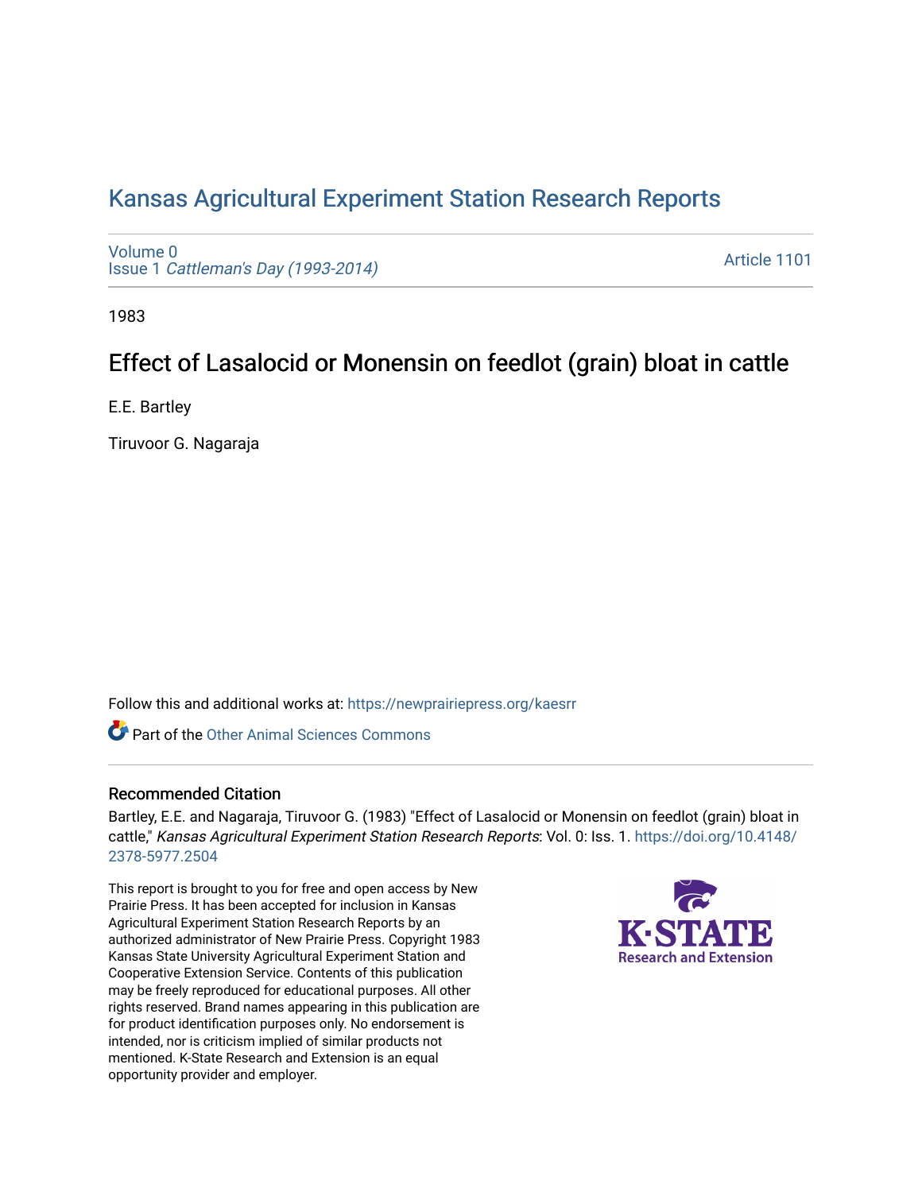# Kansas Agricultural Experiment Station Research Reports

Volume 0
Issue 1 *Cattleman's Day (1993-2014)*

Article 1101

1983

## Effect of Lasalocid or Monensin on feedlot (grain) bloat in cattle

E.E. Bartley

Tiruvoor G. Nagaraja

Follow this and additional works at: https://newprairiepress.org/kaesrr

Part of the Other Animal Sciences Commons

### Recommended Citation

Bartley, E.E. and Nagaraja, Tiruvoor G. (1983) "Effect of Lasalocid or Monensin on feedlot (grain) bloat in cattle," *Kansas Agricultural Experiment Station Research Reports*: Vol. 0: Iss. 1. https://doi.org/10.4148/2378-5977.2504

This report is brought to you for free and open access by New Prairie Press. It has been accepted for inclusion in Kansas Agricultural Experiment Station Research Reports by an authorized administrator of New Prairie Press. Copyright 1983 Kansas State University Agricultural Experiment Station and Cooperative Extension Service. Contents of this publication may be freely reproduced for educational purposes. All other rights reserved. Brand names appearing in this publication are for product identification purposes only. No endorsement is intended, nor is criticism implied of similar products not mentioned. K-State Research and Extension is an equal opportunity provider and employer.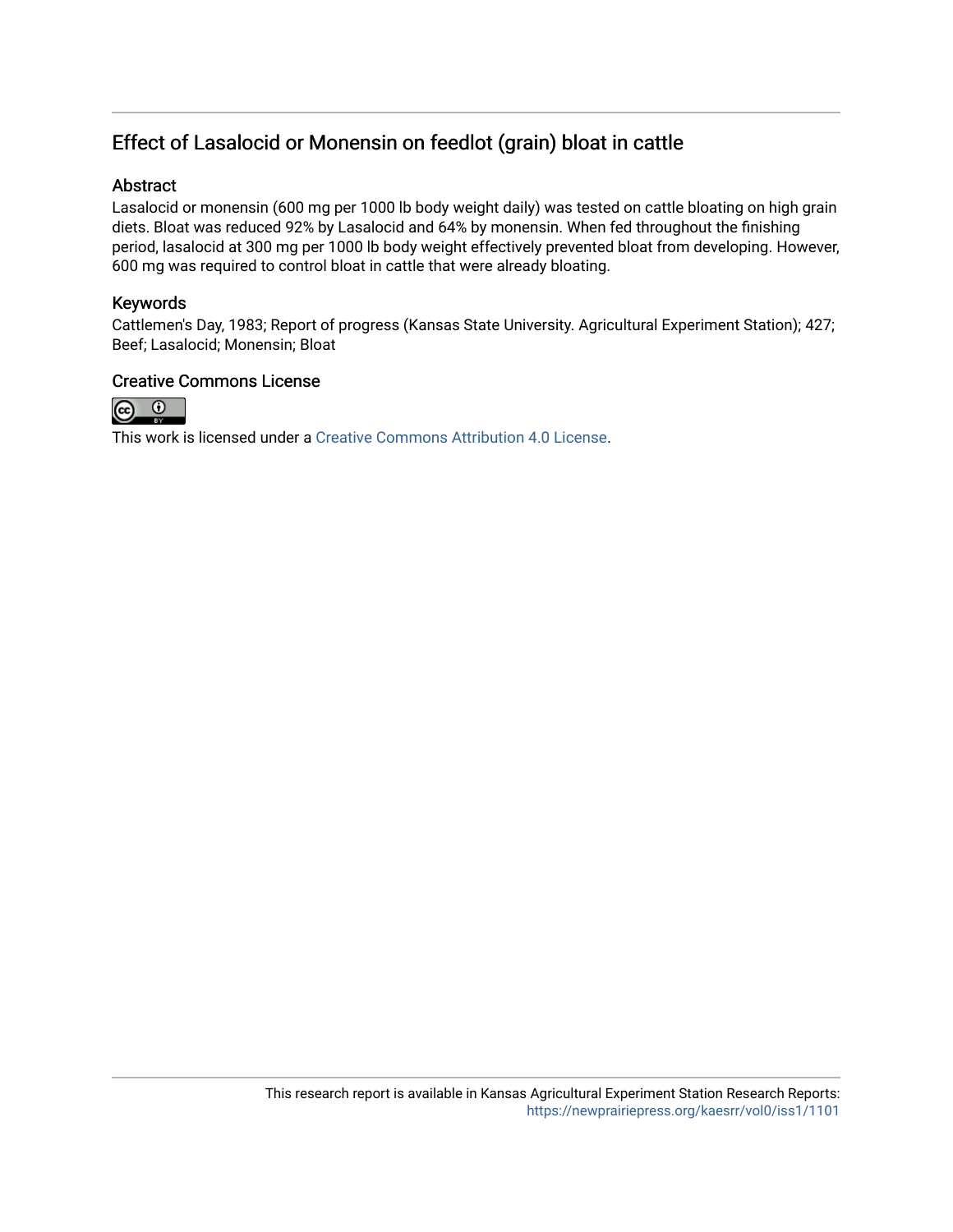# Effect of Lasalocid or Monensin on feedlot (grain) bloat in cattle

## Abstract

Lasalocid or monensin (600 mg per 1000 lb body weight daily) was tested on cattle bloating on high grain diets. Bloat was reduced 92% by Lasalocid and 64% by monensin. When fed throughout the finishing period, lasalocid at 300 mg per 1000 lb body weight effectively prevented bloat from developing. However, 600 mg was required to control bloat in cattle that were already bloating.

## Keywords

Cattlemen's Day, 1983; Report of progress (Kansas State University. Agricultural Experiment Station); 427; Beef; Lasalocid; Monensin; Bloat

## Creative Commons License

This work is licensed under a Creative Commons Attribution 4.0 License.

This research report is available in Kansas Agricultural Experiment Station Research Reports: https://newprairiepress.org/kaesrr/vol0/iss1/1101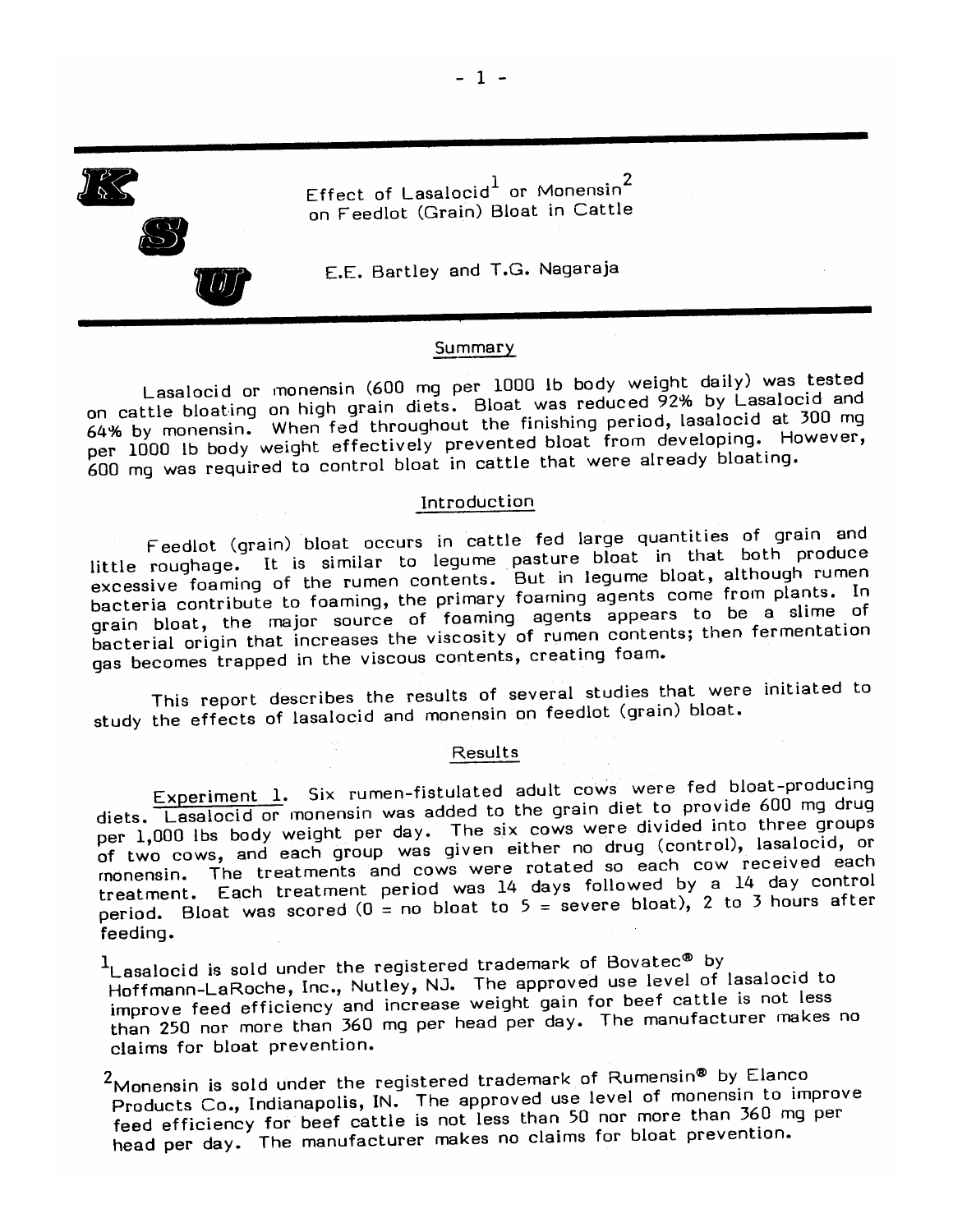# Effect of Lasalocid[1] or Monensin[2] on Feedlot (Grain) Bloat in Cattle

E.E. Bartley and T.G. Nagaraja

## Summary

Lasalocid or monensin (600 mg per 1000 lb body weight daily) was tested on cattle bloating on high grain diets. Bloat was reduced 92% by Lasalocid and 64% by monensin. When fed throughout the finishing period, lasalocid at 300 mg per 1000 lb body weight effectively prevented bloat from developing. However, 600 mg was required to control bloat in cattle that were already bloating.

## Introduction

Feedlot (grain) bloat occurs in cattle fed large quantities of grain and little roughage. It is similar to legume pasture bloat in that both produce excessive foaming of the rumen contents. But in legume bloat, although rumen bacteria contribute to foaming, the primary foaming agents come from plants. In grain bloat, the major source of foaming agents appears to be a slime of bacterial origin that increases the viscosity of rumen contents; then fermentation gas becomes trapped in the viscous contents, creating foam.

This report describes the results of several studies that were initiated to study the effects of lasalocid and monensin on feedlot (grain) bloat.

## Results

Experiment 1. Six rumen-fistulated adult cows were fed bloat-producing diets. Lasalocid or monensin was added to the grain diet to provide 600 mg drug per 1,000 lbs body weight per day. The six cows were divided into three groups of two cows, and each group was given either no drug (control), lasalocid, or monensin. The treatments and cows were rotated so each cow received each treatment. Each treatment period was 14 days followed by a 14 day control period. Bloat was scored (0 = no bloat to 5 = severe bloat), 2 to 3 hours after feeding.

[1]Lasalocid is sold under the registered trademark of Bovatec® by Hoffmann-LaRoche, Inc., Nutley, NJ. The approved use level of lasalocid to improve feed efficiency and increase weight gain for beef cattle is not less than 250 nor more than 360 mg per head per day. The manufacturer makes no claims for bloat prevention.

[2]Monensin is sold under the registered trademark of Rumensin® by Elanco Products Co., Indianapolis, IN. The approved use level of monensin to improve feed efficiency for beef cattle is not less than 50 nor more than 360 mg per head per day. The manufacturer makes no claims for bloat prevention.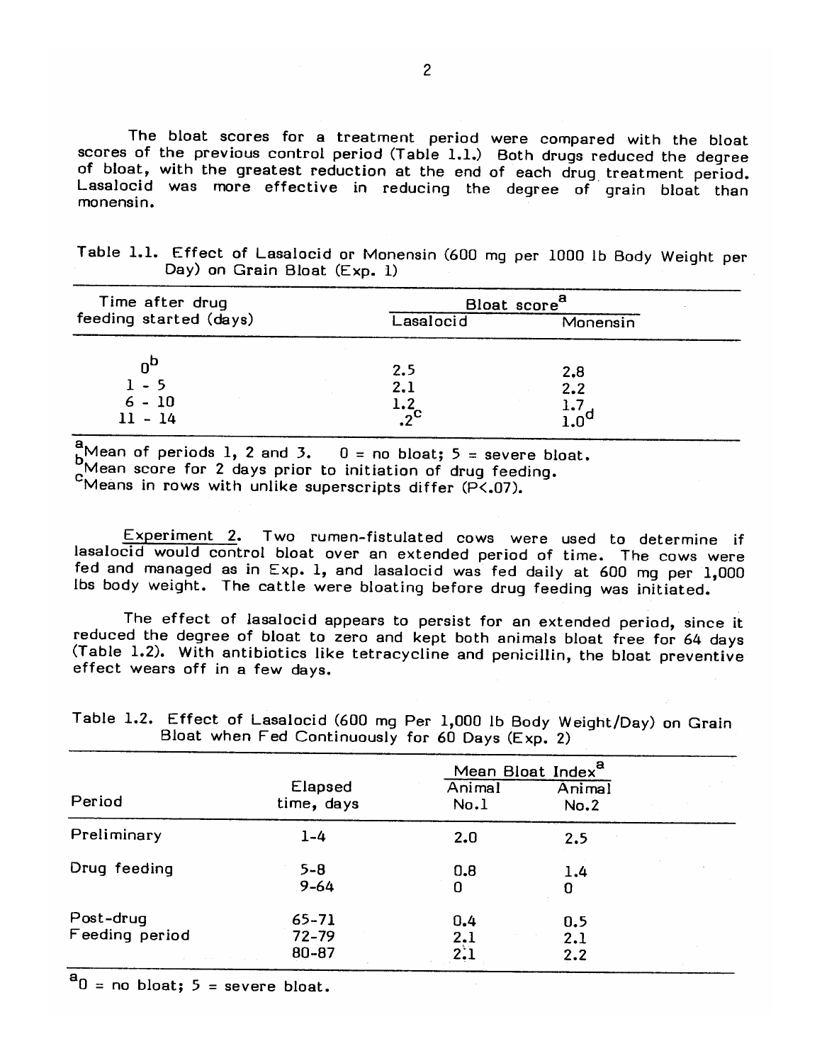The bloat scores for a treatment period were compared with the bloat scores of the previous control period (Table 1.1.) Both drugs reduced the degree of bloat, with the greatest reduction at the end of each drug treatment period. Lasalocid was more effective in reducing the degree of grain bloat than monensin.

Table 1.1. Effect of Lasalocid or Monensin (600 mg per 1000 lb Body Weight per Day) on Grain Bloat (Exp. 1)

| Time after drug feeding started (days) | Bloat score[a] | |
|---|---|---|
| | Lasalocid | Monensin |
| 0[b] | 2.5 | 2.8 |
| 1 - 5 | 2.1 | 2.2 |
| 6 - 10 | 1.2 | 1.7 |
| 11 - 14 | .2[c] | 1.0[d] |

[a]Mean of periods 1, 2 and 3. 0 = no bloat; 5 = severe bloat.
[b]Mean score for 2 days prior to initiation of drug feeding.
[c]Means in rows with unlike superscripts differ (P<.07).

Experiment 2. Two rumen-fistulated cows were used to determine if lasalocid would control bloat over an extended period of time. The cows were fed and managed as in Exp. 1, and lasalocid was fed daily at 600 mg per 1,000 lbs body weight. The cattle were bloating before drug feeding was initiated.

The effect of lasalocid appears to persist for an extended period, since it reduced the degree of bloat to zero and kept both animals bloat free for 64 days (Table 1.2). With antibiotics like tetracycline and penicillin, the bloat preventive effect wears off in a few days.

Table 1.2. Effect of Lasalocid (600 mg Per 1,000 lb Body Weight/Day) on Grain Bloat when Fed Continuously for 60 Days (Exp. 2)

| Period | Elapsed time, days | Mean Bloat Index[a] | |
|---|---|---|---|
| | | Animal No.1 | Animal No.2 |
| Preliminary | 1-4 | 2.0 | 2.5 |
| Drug feeding | 5-8 | 0.8 | 1.4 |
| | 9-64 | 0 | 0 |
| Post-drug Feeding period | 65-71 | 0.4 | 0.5 |
| | 72-79 | 2.1 | 2.1 |
| | 80-87 | 2.1 | 2.2 |

[a]0 = no bloat; 5 = severe bloat.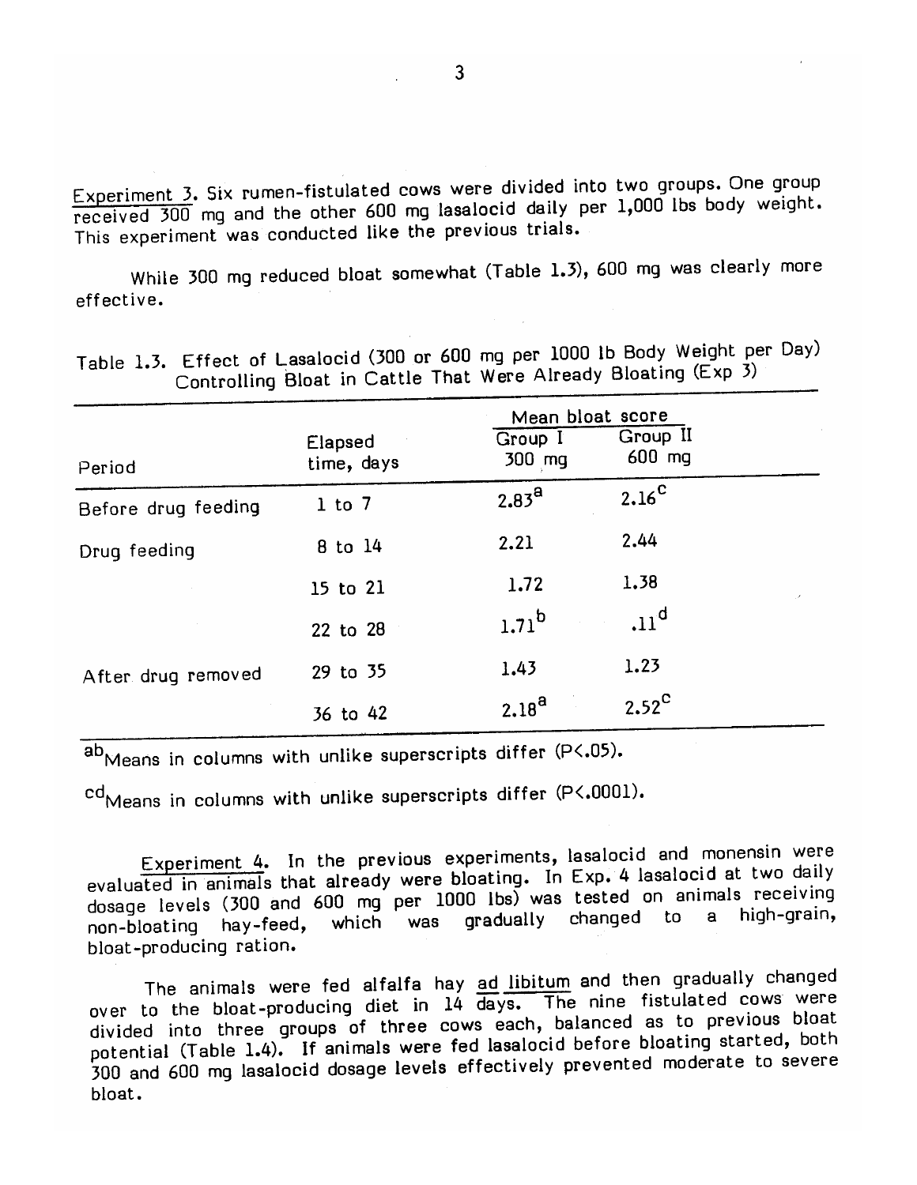Experiment 3. Six rumen-fistulated cows were divided into two groups. One group received 300 mg and the other 600 mg lasalocid daily per 1,000 lbs body weight. This experiment was conducted like the previous trials.

While 300 mg reduced bloat somewhat (Table 1.3), 600 mg was clearly more effective.

Table 1.3. Effect of Lasalocid (300 or 600 mg per 1000 lb Body Weight per Day) Controlling Bloat in Cattle That Were Already Bloating (Exp 3)

| | | Mean bloat score | |
|---|---|---|---|
| Period | Elapsed time, days | Group I 300 mg | Group II 600 mg |
| Before drug feeding | 1 to 7 | 2.83[a] | 2.16[c] |
| Drug feeding | 8 to 14 | 2.21 | 2.44 |
| | 15 to 21 | 1.72 | 1.38 |
| | 22 to 28 | 1.71[b] | .11[d] |
| After drug removed | 29 to 35 | 1.43 | 1.23 |
| | 36 to 42 | 2.18[a] | 2.52[c] |

[ab]Means in columns with unlike superscripts differ ($P<.05$).

[cd]Means in columns with unlike superscripts differ ($P<.0001$).

Experiment 4. In the previous experiments, lasalocid and monensin were evaluated in animals that already were bloating. In Exp. 4 lasalocid at two daily dosage levels (300 and 600 mg per 1000 lbs) was tested on animals receiving non-bloating hay-feed, which was gradually changed to a high-grain, bloat-producing ration.

The animals were fed alfalfa hay *ad libitum* and then gradually changed over to the bloat-producing diet in 14 days. The nine fistulated cows were divided into three groups of three cows each, balanced as to previous bloat potential (Table 1.4). If animals were fed lasalocid before bloating started, both 300 and 600 mg lasalocid dosage levels effectively prevented moderate to severe bloat.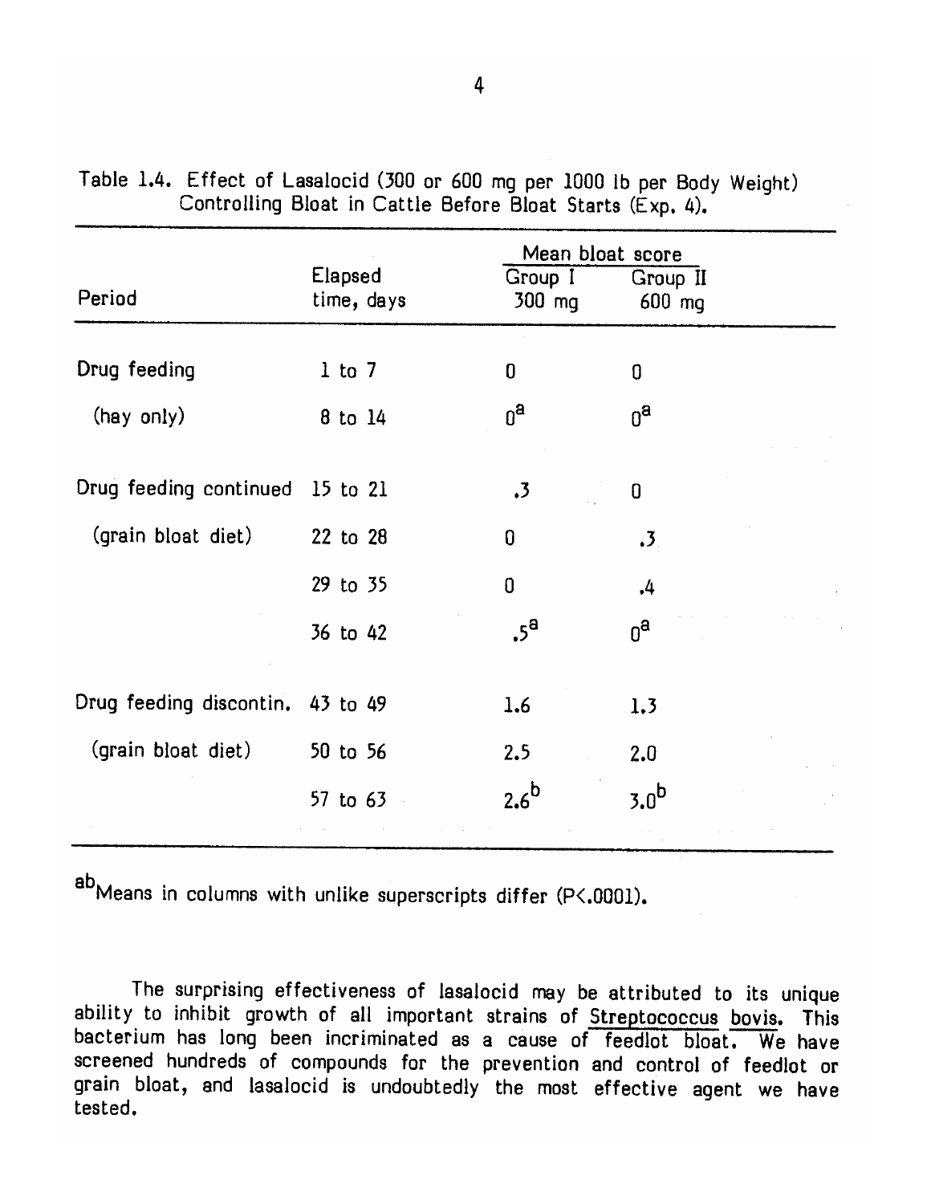Table 1.4. Effect of Lasalocid (300 or 600 mg per 1000 lb per Body Weight) Controlling Bloat in Cattle Before Bloat Starts (Exp. 4).

| Period | Elapsed time, days | Mean bloat score Group I 300 mg | Group II 600 mg |
|---|---|---|---|
| Drug feeding | 1 to 7 | 0 | 0 |
| (hay only) | 8 to 14 | $0^a$ | $0^a$ |
| Drug feeding continued | 15 to 21 | .3 | 0 |
| (grain bloat diet) | 22 to 28 | 0 | .3 |
| | 29 to 35 | 0 | .4 |
| | 36 to 42 | $.5^a$ | $0^a$ |
| Drug feeding discontin. | 43 to 49 | 1.6 | 1.3 |
| (grain bloat diet) | 50 to 56 | 2.5 | 2.0 |
| | 57 to 63 | $2.6^b$ | $3.0^b$ |

[ab]Means in columns with unlike superscripts differ ($P<.0001$).

The surprising effectiveness of lasalocid may be attributed to its unique ability to inhibit growth of all important strains of *Streptococcus bovis*. This bacterium has long been incriminated as a cause of feedlot bloat. We have screened hundreds of compounds for the prevention and control of feedlot or grain bloat, and lasalocid is undoubtedly the most effective agent we have tested.